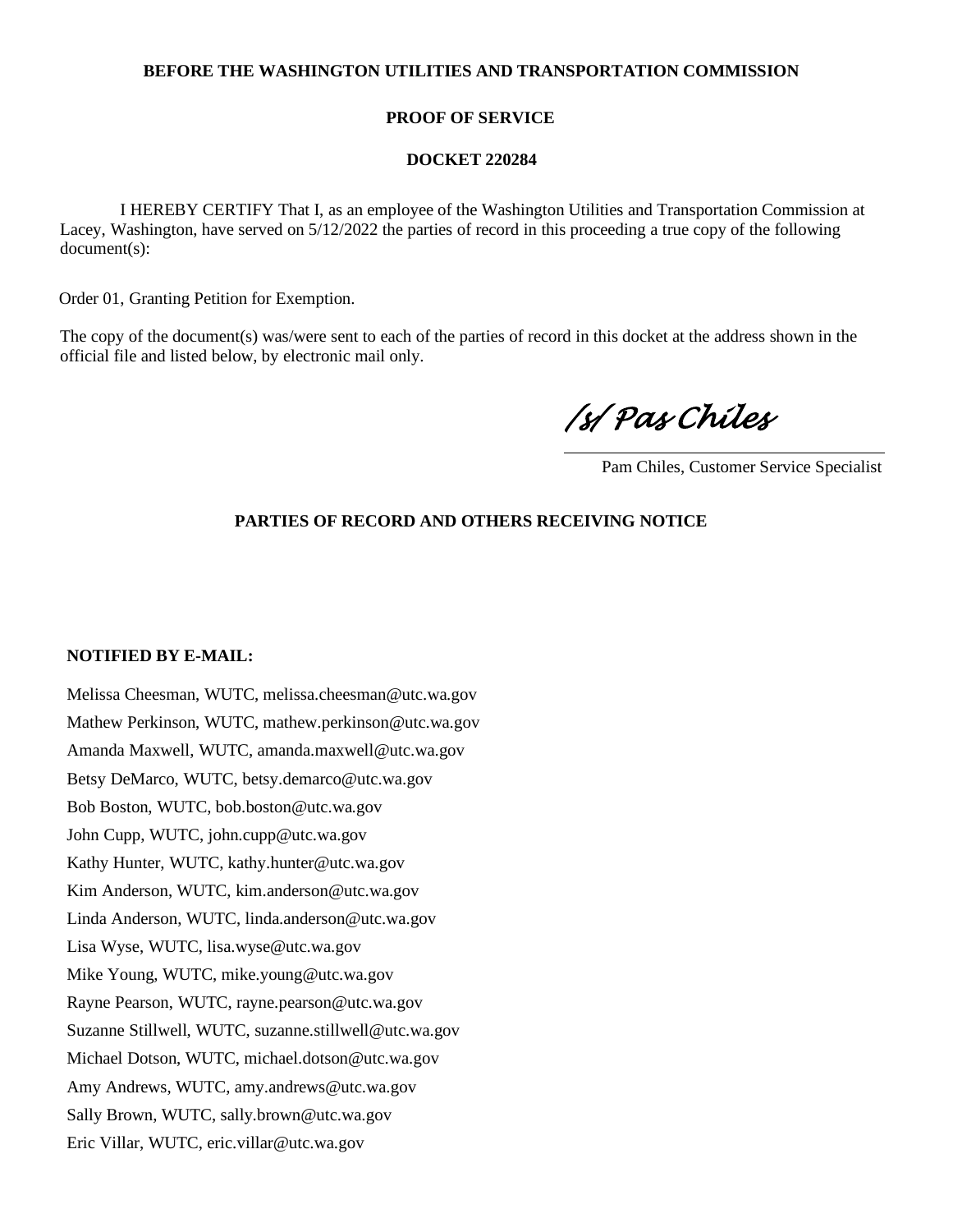**BEFORE THE WASHINGTON UTILITIES AND TRANSPORTATION COMMISSION**

**PROOF OF SERVICE**

**DOCKET 220284**

I HEREBY CERTIFY That I, as an employee of the Washington Utilities and Transportation Commission at Lacey, Washington, have served on 5/12/2022 the parties of record in this proceeding a true copy of the following document(s):

Order 01, Granting Petition for Exemption.

The copy of the document(s) was/were sent to each of the parties of record in this docket at the address shown in the official file and listed below, by electronic mail only.

*/s/ Pas Chiles*

Pam Chiles, Customer Service Specialist

**PARTIES OF RECORD AND OTHERS RECEIVING NOTICE**

**NOTIFIED BY E-MAIL:**

Melissa Cheesman, WUTC, melissa.cheesman@utc.wa.gov
Mathew Perkinson, WUTC, mathew.perkinson@utc.wa.gov
Amanda Maxwell, WUTC, amanda.maxwell@utc.wa.gov
Betsy DeMarco, WUTC, betsy.demarco@utc.wa.gov
Bob Boston, WUTC, bob.boston@utc.wa.gov
John Cupp, WUTC, john.cupp@utc.wa.gov
Kathy Hunter, WUTC, kathy.hunter@utc.wa.gov
Kim Anderson, WUTC, kim.anderson@utc.wa.gov
Linda Anderson, WUTC, linda.anderson@utc.wa.gov
Lisa Wyse, WUTC, lisa.wyse@utc.wa.gov
Mike Young, WUTC, mike.young@utc.wa.gov
Rayne Pearson, WUTC, rayne.pearson@utc.wa.gov
Suzanne Stillwell, WUTC, suzanne.stillwell@utc.wa.gov
Michael Dotson, WUTC, michael.dotson@utc.wa.gov
Amy Andrews, WUTC, amy.andrews@utc.wa.gov
Sally Brown, WUTC, sally.brown@utc.wa.gov
Eric Villar, WUTC, eric.villar@utc.wa.gov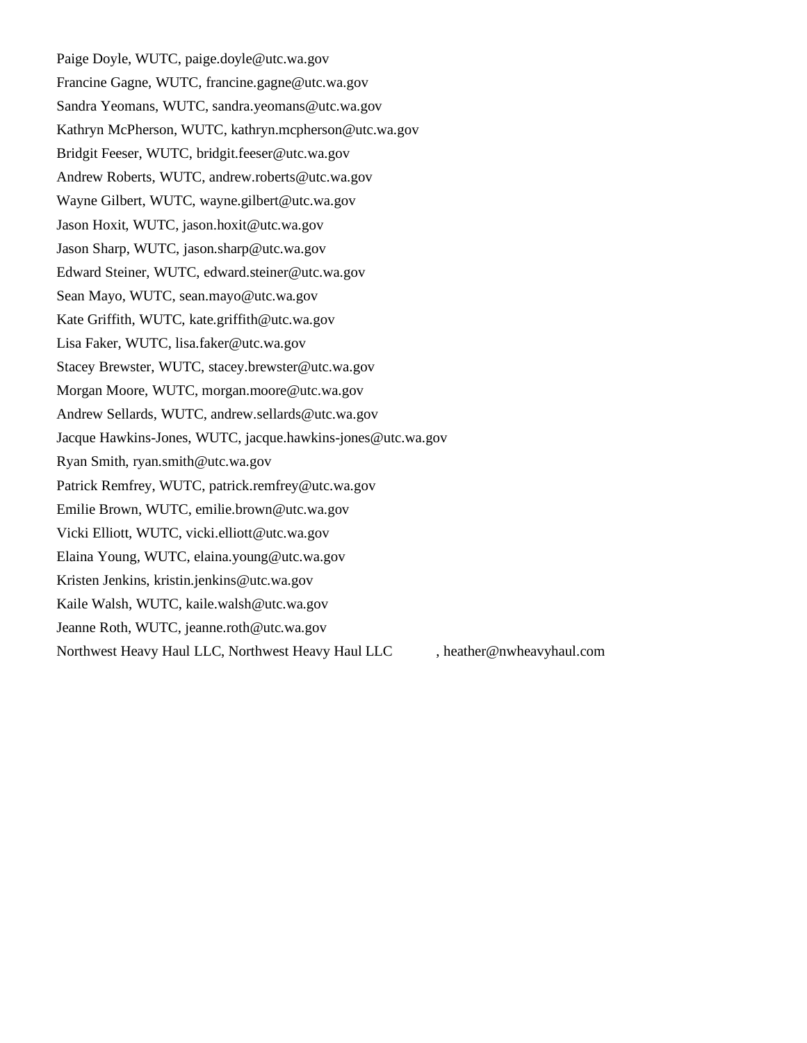Paige Doyle, WUTC, paige.doyle@utc.wa.gov

Francine Gagne, WUTC, francine.gagne@utc.wa.gov

Sandra Yeomans, WUTC, sandra.yeomans@utc.wa.gov

Kathryn McPherson, WUTC, kathryn.mcpherson@utc.wa.gov

Bridgit Feeser, WUTC, bridgit.feeser@utc.wa.gov

Andrew Roberts, WUTC, andrew.roberts@utc.wa.gov

Wayne Gilbert, WUTC, wayne.gilbert@utc.wa.gov

Jason Hoxit, WUTC, jason.hoxit@utc.wa.gov

Jason Sharp, WUTC, jason.sharp@utc.wa.gov

Edward Steiner, WUTC, edward.steiner@utc.wa.gov

Sean Mayo, WUTC, sean.mayo@utc.wa.gov

Kate Griffith, WUTC, kate.griffith@utc.wa.gov

Lisa Faker, WUTC, lisa.faker@utc.wa.gov

Stacey Brewster, WUTC, stacey.brewster@utc.wa.gov

Morgan Moore, WUTC, morgan.moore@utc.wa.gov

Andrew Sellards, WUTC, andrew.sellards@utc.wa.gov

Jacque Hawkins-Jones, WUTC, jacque.hawkins-jones@utc.wa.gov

Ryan Smith, ryan.smith@utc.wa.gov

Patrick Remfrey, WUTC, patrick.remfrey@utc.wa.gov

Emilie Brown, WUTC, emilie.brown@utc.wa.gov

Vicki Elliott, WUTC, vicki.elliott@utc.wa.gov

Elaina Young, WUTC, elaina.young@utc.wa.gov

Kristen Jenkins, kristin.jenkins@utc.wa.gov

Kaile Walsh, WUTC, kaile.walsh@utc.wa.gov

Jeanne Roth, WUTC, jeanne.roth@utc.wa.gov

Northwest Heavy Haul LLC, Northwest Heavy Haul LLC , heather@nwheavyhaul.com